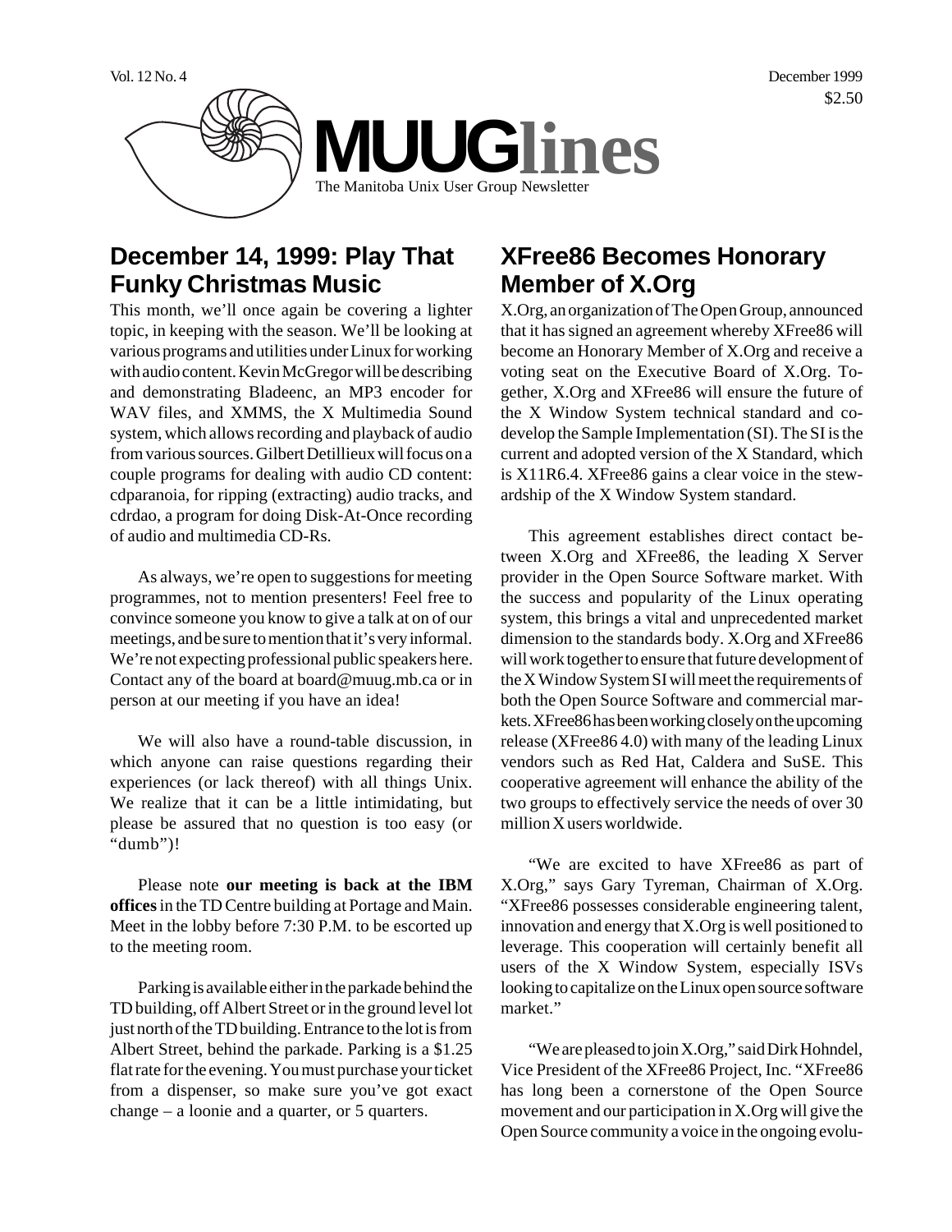Vol. 12 No. 4 December 1999

$2.50

# MUUGlines

The Manitoba Unix User Group Newsletter

## December 14, 1999: Play That Funky Christmas Music

This month, we'll once again be covering a lighter topic, in keeping with the season. We'll be looking at various programs and utilities under Linux for working with audio content. Kevin McGregor will be describing and demonstrating Bladeenc, an MP3 encoder for WAV files, and XMMS, the X Multimedia Sound system, which allows recording and playback of audio from various sources. Gilbert Detillieux will focus on a couple programs for dealing with audio CD content: cdparanoia, for ripping (extracting) audio tracks, and cdrdao, a program for doing Disk-At-Once recording of audio and multimedia CD-Rs.

As always, we're open to suggestions for meeting programmes, not to mention presenters! Feel free to convince someone you know to give a talk at on of our meetings, and be sure to mention that it's very informal. We're not expecting professional public speakers here. Contact any of the board at board@muug.mb.ca or in person at our meeting if you have an idea!

We will also have a round-table discussion, in which anyone can raise questions regarding their experiences (or lack thereof) with all things Unix. We realize that it can be a little intimidating, but please be assured that no question is too easy (or "dumb")!

Please note **our meeting is back at the IBM offices** in the TD Centre building at Portage and Main. Meet in the lobby before 7:30 P.M. to be escorted up to the meeting room.

Parking is available either in the parkade behind the TD building, off Albert Street or in the ground level lot just north of the TD building. Entrance to the lot is from Albert Street, behind the parkade. Parking is a $1.25 flat rate for the evening. You must purchase your ticket from a dispenser, so make sure you've got exact change – a loonie and a quarter, or 5 quarters.

## XFree86 Becomes Honorary Member of X.Org

X.Org, an organization of The Open Group, announced that it has signed an agreement whereby XFree86 will become an Honorary Member of X.Org and receive a voting seat on the Executive Board of X.Org. Together, X.Org and XFree86 will ensure the future of the X Window System technical standard and co-develop the Sample Implementation (SI). The SI is the current and adopted version of the X Standard, which is X11R6.4. XFree86 gains a clear voice in the stewardship of the X Window System standard.

This agreement establishes direct contact between X.Org and XFree86, the leading X Server provider in the Open Source Software market. With the success and popularity of the Linux operating system, this brings a vital and unprecedented market dimension to the standards body. X.Org and XFree86 will work together to ensure that future development of the X Window System SI will meet the requirements of both the Open Source Software and commercial markets. XFree86 has been working closely on the upcoming release (XFree86 4.0) with many of the leading Linux vendors such as Red Hat, Caldera and SuSE. This cooperative agreement will enhance the ability of the two groups to effectively service the needs of over 30 million X users worldwide.

"We are excited to have XFree86 as part of X.Org," says Gary Tyreman, Chairman of X.Org. "XFree86 possesses considerable engineering talent, innovation and energy that X.Org is well positioned to leverage. This cooperation will certainly benefit all users of the X Window System, especially ISVs looking to capitalize on the Linux open source software market."

"We are pleased to join X.Org," said Dirk Hohndel, Vice President of the XFree86 Project, Inc. "XFree86 has long been a cornerstone of the Open Source movement and our participation in X.Org will give the Open Source community a voice in the ongoing evolu-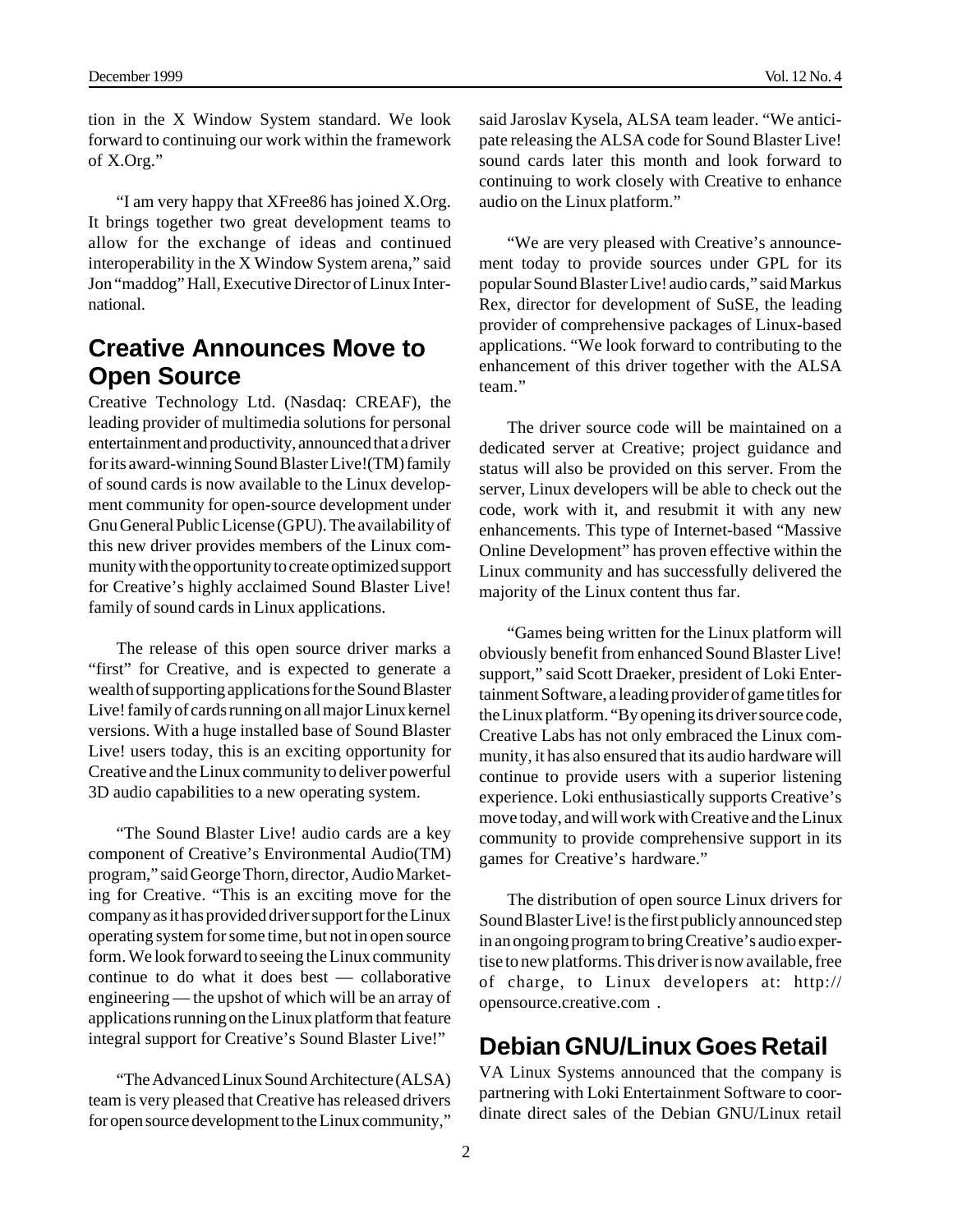tion in the X Window System standard. We look forward to continuing our work within the framework of X.Org."

"I am very happy that XFree86 has joined X.Org. It brings together two great development teams to allow for the exchange of ideas and continued interoperability in the X Window System arena," said Jon "maddog" Hall, Executive Director of Linux International.

## Creative Announces Move to Open Source

Creative Technology Ltd. (Nasdaq: CREAF), the leading provider of multimedia solutions for personal entertainment and productivity, announced that a driver for its award-winning Sound Blaster Live!(TM) family of sound cards is now available to the Linux development community for open-source development under Gnu General Public License (GPU). The availability of this new driver provides members of the Linux community with the opportunity to create optimized support for Creative's highly acclaimed Sound Blaster Live! family of sound cards in Linux applications.

The release of this open source driver marks a "first" for Creative, and is expected to generate a wealth of supporting applications for the Sound Blaster Live! family of cards running on all major Linux kernel versions. With a huge installed base of Sound Blaster Live! users today, this is an exciting opportunity for Creative and the Linux community to deliver powerful 3D audio capabilities to a new operating system.

"The Sound Blaster Live! audio cards are a key component of Creative's Environmental Audio(TM) program," said George Thorn, director, Audio Marketing for Creative. "This is an exciting move for the company as it has provided driver support for the Linux operating system for some time, but not in open source form. We look forward to seeing the Linux community continue to do what it does best — collaborative engineering — the upshot of which will be an array of applications running on the Linux platform that feature integral support for Creative's Sound Blaster Live!"

"The Advanced Linux Sound Architecture (ALSA) team is very pleased that Creative has released drivers for open source development to the Linux community," said Jaroslav Kysela, ALSA team leader. "We anticipate releasing the ALSA code for Sound Blaster Live! sound cards later this month and look forward to continuing to work closely with Creative to enhance audio on the Linux platform."

"We are very pleased with Creative's announcement today to provide sources under GPL for its popular Sound Blaster Live! audio cards," said Markus Rex, director for development of SuSE, the leading provider of comprehensive packages of Linux-based applications. "We look forward to contributing to the enhancement of this driver together with the ALSA team."

The driver source code will be maintained on a dedicated server at Creative; project guidance and status will also be provided on this server. From the server, Linux developers will be able to check out the code, work with it, and resubmit it with any new enhancements. This type of Internet-based "Massive Online Development" has proven effective within the Linux community and has successfully delivered the majority of the Linux content thus far.

"Games being written for the Linux platform will obviously benefit from enhanced Sound Blaster Live! support," said Scott Draeker, president of Loki Entertainment Software, a leading provider of game titles for the Linux platform. "By opening its driver source code, Creative Labs has not only embraced the Linux community, it has also ensured that its audio hardware will continue to provide users with a superior listening experience. Loki enthusiastically supports Creative's move today, and will work with Creative and the Linux community to provide comprehensive support in its games for Creative's hardware."

The distribution of open source Linux drivers for Sound Blaster Live! is the first publicly announced step in an ongoing program to bring Creative's audio expertise to new platforms. This driver is now available, free of charge, to Linux developers at: http://opensource.creative.com .

## Debian GNU/Linux Goes Retail

VA Linux Systems announced that the company is partnering with Loki Entertainment Software to coordinate direct sales of the Debian GNU/Linux retail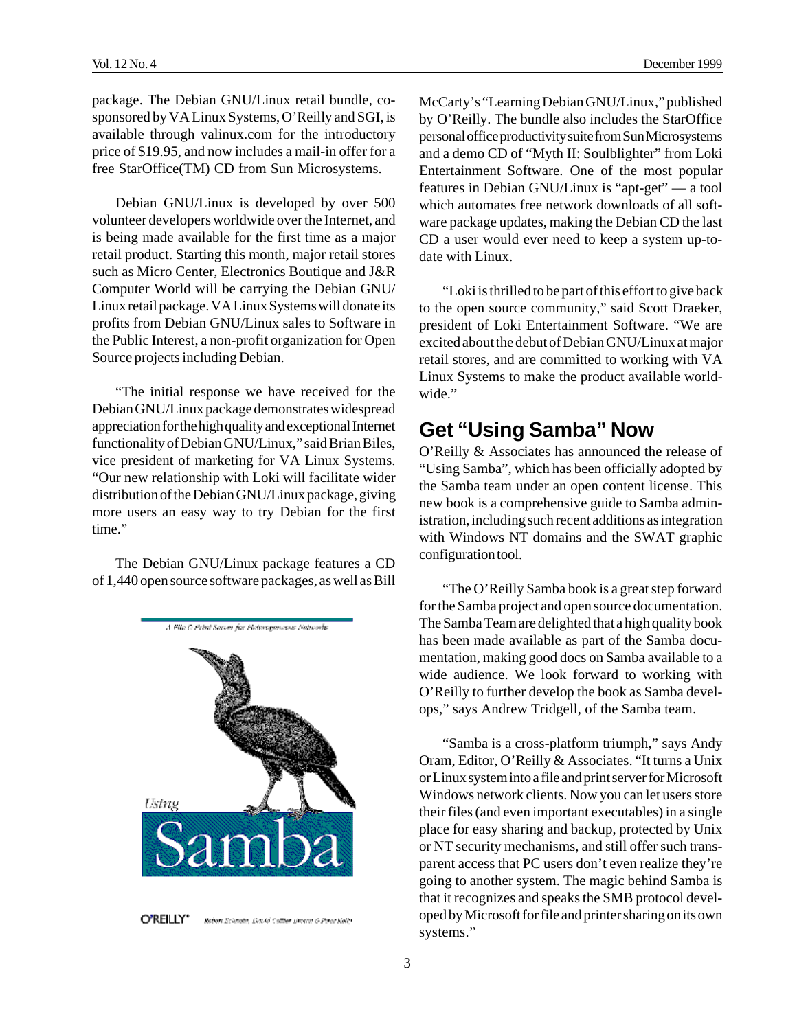package. The Debian GNU/Linux retail bundle, co-sponsored by VA Linux Systems, O'Reilly and SGI, is available through valinux.com for the introductory price of $19.95, and now includes a mail-in offer for a free StarOffice(TM) CD from Sun Microsystems.

Debian GNU/Linux is developed by over 500 volunteer developers worldwide over the Internet, and is being made available for the first time as a major retail product. Starting this month, major retail stores such as Micro Center, Electronics Boutique and J&R Computer World will be carrying the Debian GNU/Linux retail package. VA Linux Systems will donate its profits from Debian GNU/Linux sales to Software in the Public Interest, a non-profit organization for Open Source projects including Debian.

"The initial response we have received for the Debian GNU/Linux package demonstrates widespread appreciation for the high quality and exceptional Internet functionality of Debian GNU/Linux," said Brian Biles, vice president of marketing for VA Linux Systems. "Our new relationship with Loki will facilitate wider distribution of the Debian GNU/Linux package, giving more users an easy way to try Debian for the first time."

The Debian GNU/Linux package features a CD of 1,440 open source software packages, as well as Bill McCarty's "Learning Debian GNU/Linux," published by O'Reilly. The bundle also includes the StarOffice personal office productivity suite from Sun Microsystems and a demo CD of "Myth II: Soulblighter" from Loki Entertainment Software. One of the most popular features in Debian GNU/Linux is "apt-get" — a tool which automates free network downloads of all software package updates, making the Debian CD the last CD a user would ever need to keep a system up-to-date with Linux.

"Loki is thrilled to be part of this effort to give back to the open source community," said Scott Draeker, president of Loki Entertainment Software. "We are excited about the debut of Debian GNU/Linux at major retail stores, and are committed to working with VA Linux Systems to make the product available worldwide."

## Get "Using Samba" Now

O'Reilly & Associates has announced the release of "Using Samba", which has been officially adopted by the Samba team under an open content license. This new book is a comprehensive guide to Samba administration, including such recent additions as integration with Windows NT domains and the SWAT graphic configuration tool.

"The O'Reilly Samba book is a great step forward for the Samba project and open source documentation. The Samba Team are delighted that a high quality book has been made available as part of the Samba documentation, making good docs on Samba available to a wide audience. We look forward to working with O'Reilly to further develop the book as Samba develops," says Andrew Tridgell, of the Samba team.

"Samba is a cross-platform triumph," says Andy Oram, Editor, O'Reilly & Associates. "It turns a Unix or Linux system into a file and print server for Microsoft Windows network clients. Now you can let users store their files (and even important executables) in a single place for easy sharing and backup, protected by Unix or NT security mechanisms, and still offer such transparent access that PC users don't even realize they're going to another system. The magic behind Samba is that it recognizes and speaks the SMB protocol developed by Microsoft for file and printer sharing on its own systems."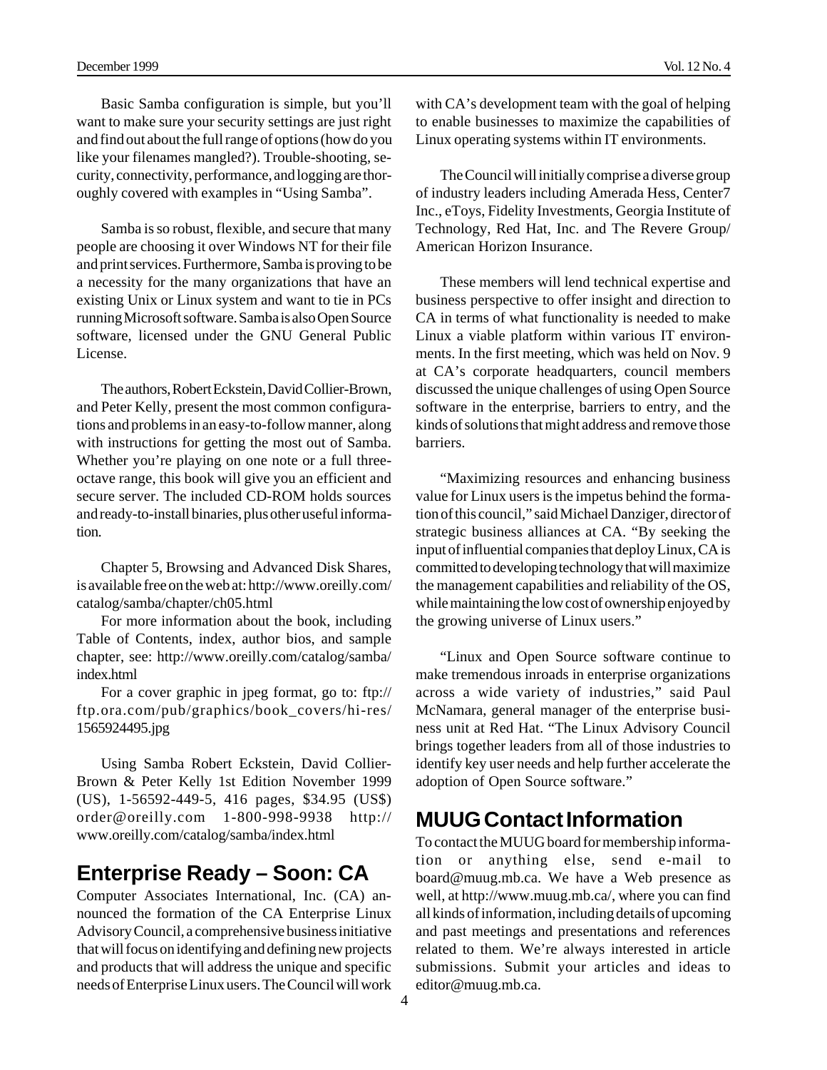Basic Samba configuration is simple, but you'll want to make sure your security settings are just right and find out about the full range of options (how do you like your filenames mangled?). Trouble-shooting, security, connectivity, performance, and logging are thoroughly covered with examples in "Using Samba".

Samba is so robust, flexible, and secure that many people are choosing it over Windows NT for their file and print services. Furthermore, Samba is proving to be a necessity for the many organizations that have an existing Unix or Linux system and want to tie in PCs running Microsoft software. Samba is also Open Source software, licensed under the GNU General Public License.

The authors, Robert Eckstein, David Collier-Brown, and Peter Kelly, present the most common configurations and problems in an easy-to-follow manner, along with instructions for getting the most out of Samba. Whether you're playing on one note or a full three-octave range, this book will give you an efficient and secure server. The included CD-ROM holds sources and ready-to-install binaries, plus other useful information.

Chapter 5, Browsing and Advanced Disk Shares, is available free on the web at: http://www.oreilly.com/catalog/samba/chapter/ch05.html

For more information about the book, including Table of Contents, index, author bios, and sample chapter, see: http://www.oreilly.com/catalog/samba/index.html

For a cover graphic in jpeg format, go to: ftp://ftp.ora.com/pub/graphics/book_covers/hi-res/1565924495.jpg

Using Samba Robert Eckstein, David Collier-Brown & Peter Kelly 1st Edition November 1999 (US), 1-56592-449-5, 416 pages, $34.95 (US$) order@oreilly.com 1-800-998-9938 http://www.oreilly.com/catalog/samba/index.html

## Enterprise Ready – Soon: CA

Computer Associates International, Inc. (CA) announced the formation of the CA Enterprise Linux Advisory Council, a comprehensive business initiative that will focus on identifying and defining new projects and products that will address the unique and specific needs of Enterprise Linux users. The Council will work with CA's development team with the goal of helping to enable businesses to maximize the capabilities of Linux operating systems within IT environments.

The Council will initially comprise a diverse group of industry leaders including Amerada Hess, Center7 Inc., eToys, Fidelity Investments, Georgia Institute of Technology, Red Hat, Inc. and The Revere Group/American Horizon Insurance.

These members will lend technical expertise and business perspective to offer insight and direction to CA in terms of what functionality is needed to make Linux a viable platform within various IT environments. In the first meeting, which was held on Nov. 9 at CA's corporate headquarters, council members discussed the unique challenges of using Open Source software in the enterprise, barriers to entry, and the kinds of solutions that might address and remove those barriers.

"Maximizing resources and enhancing business value for Linux users is the impetus behind the formation of this council," said Michael Danziger, director of strategic business alliances at CA. "By seeking the input of influential companies that deploy Linux, CA is committed to developing technology that will maximize the management capabilities and reliability of the OS, while maintaining the low cost of ownership enjoyed by the growing universe of Linux users."

"Linux and Open Source software continue to make tremendous inroads in enterprise organizations across a wide variety of industries," said Paul McNamara, general manager of the enterprise business unit at Red Hat. "The Linux Advisory Council brings together leaders from all of those industries to identify key user needs and help further accelerate the adoption of Open Source software."

## MUUG Contact Information

To contact the MUUG board for membership information or anything else, send e-mail to board@muug.mb.ca. We have a Web presence as well, at http://www.muug.mb.ca/, where you can find all kinds of information, including details of upcoming and past meetings and presentations and references related to them. We're always interested in article submissions. Submit your articles and ideas to editor@muug.mb.ca.